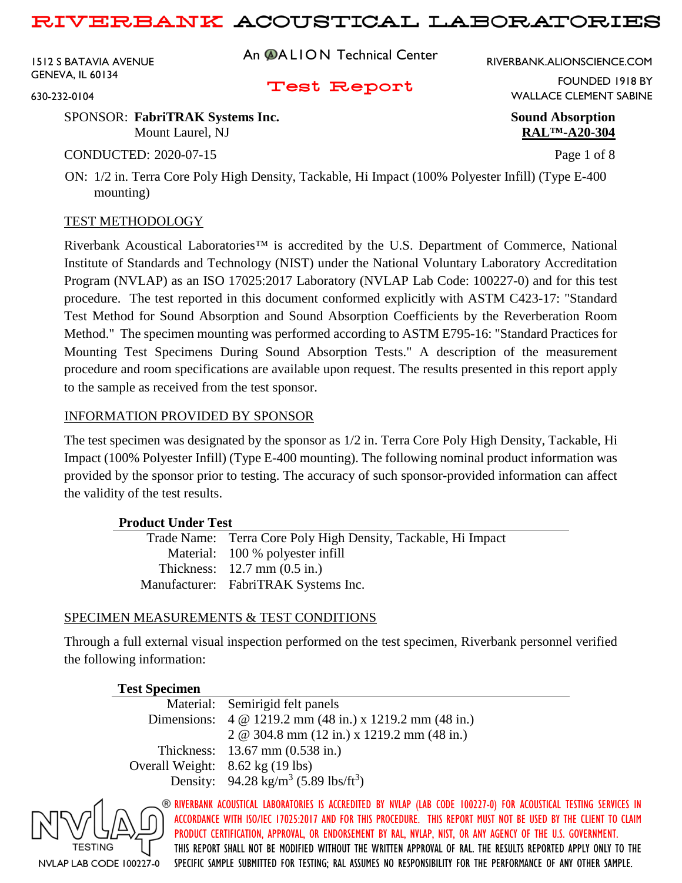# RIVERBANK ACOUSTICAL LABORATORIES

1512 S BATAVIA AVENUE
GENEVA, IL 60134
630-232-0104

An ALION Technical Center

RIVERBANK.ALIONSCIENCE.COM
FOUNDED 1918 BY
WALLACE CLEMENT SABINE

## Test Report

SPONSOR: **FabriTRAK Systems Inc.**
Mount Laurel, NJ

**Sound Absorption**
**RAL™-A20-304**

CONDUCTED: 2020-07-15

ON: 1/2 in. Terra Core Poly High Density, Tackable, Hi Impact (100% Polyester Infill) (Type E-400 mounting)

### TEST METHODOLOGY

Riverbank Acoustical Laboratories™ is accredited by the U.S. Department of Commerce, National Institute of Standards and Technology (NIST) under the National Voluntary Laboratory Accreditation Program (NVLAP) as an ISO 17025:2017 Laboratory (NVLAP Lab Code: 100227-0) and for this test procedure. The test reported in this document conformed explicitly with ASTM C423-17: "Standard Test Method for Sound Absorption and Sound Absorption Coefficients by the Reverberation Room Method." The specimen mounting was performed according to ASTM E795-16: "Standard Practices for Mounting Test Specimens During Sound Absorption Tests." A description of the measurement procedure and room specifications are available upon request. The results presented in this report apply to the sample as received from the test sponsor.

### INFORMATION PROVIDED BY SPONSOR

The test specimen was designated by the sponsor as 1/2 in. Terra Core Poly High Density, Tackable, Hi Impact (100% Polyester Infill) (Type E-400 mounting). The following nominal product information was provided by the sponsor prior to testing. The accuracy of such sponsor-provided information can affect the validity of the test results.

| **Product Under Test** | |
|---|---|
| Trade Name: | Terra Core Poly High Density, Tackable, Hi Impact |
| Material: | 100 % polyester infill |
| Thickness: | 12.7 mm (0.5 in.) |
| Manufacturer: | FabriTRAK Systems Inc. |

### SPECIMEN MEASUREMENTS & TEST CONDITIONS

Through a full external visual inspection performed on the test specimen, Riverbank personnel verified the following information:

| **Test Specimen** | |
|---|---|
| Material: | Semirigid felt panels |
| Dimensions: | 4 @ 1219.2 mm (48 in.) x 1219.2 mm (48 in.) |
| | 2 @ 304.8 mm (12 in.) x 1219.2 mm (48 in.) |
| Thickness: | 13.67 mm (0.538 in.) |
| Overall Weight: | 8.62 kg (19 lbs) |
| Density: | 94.28 $kg/m^3$ (5.89 $lbs/ft^3$) |

NVLAP TESTING — NVLAP LAB CODE 100227-0

RIVERBANK ACOUSTICAL LABORATORIES IS ACCREDITED BY NVLAP (LAB CODE 100227-0) FOR ACOUSTICAL TESTING SERVICES IN ACCORDANCE WITH ISO/IEC 17025:2017 AND FOR THIS PROCEDURE. THIS REPORT MUST NOT BE USED BY THE CLIENT TO CLAIM PRODUCT CERTIFICATION, APPROVAL, OR ENDORSEMENT BY RAL, NVLAP, NIST, OR ANY AGENCY OF THE U.S. GOVERNMENT. THIS REPORT SHALL NOT BE MODIFIED WITHOUT THE WRITTEN APPROVAL OF RAL. THE RESULTS REPORTED APPLY ONLY TO THE SPECIFIC SAMPLE SUBMITTED FOR TESTING; RAL ASSUMES NO RESPONSIBILITY FOR THE PERFORMANCE OF ANY OTHER SAMPLE.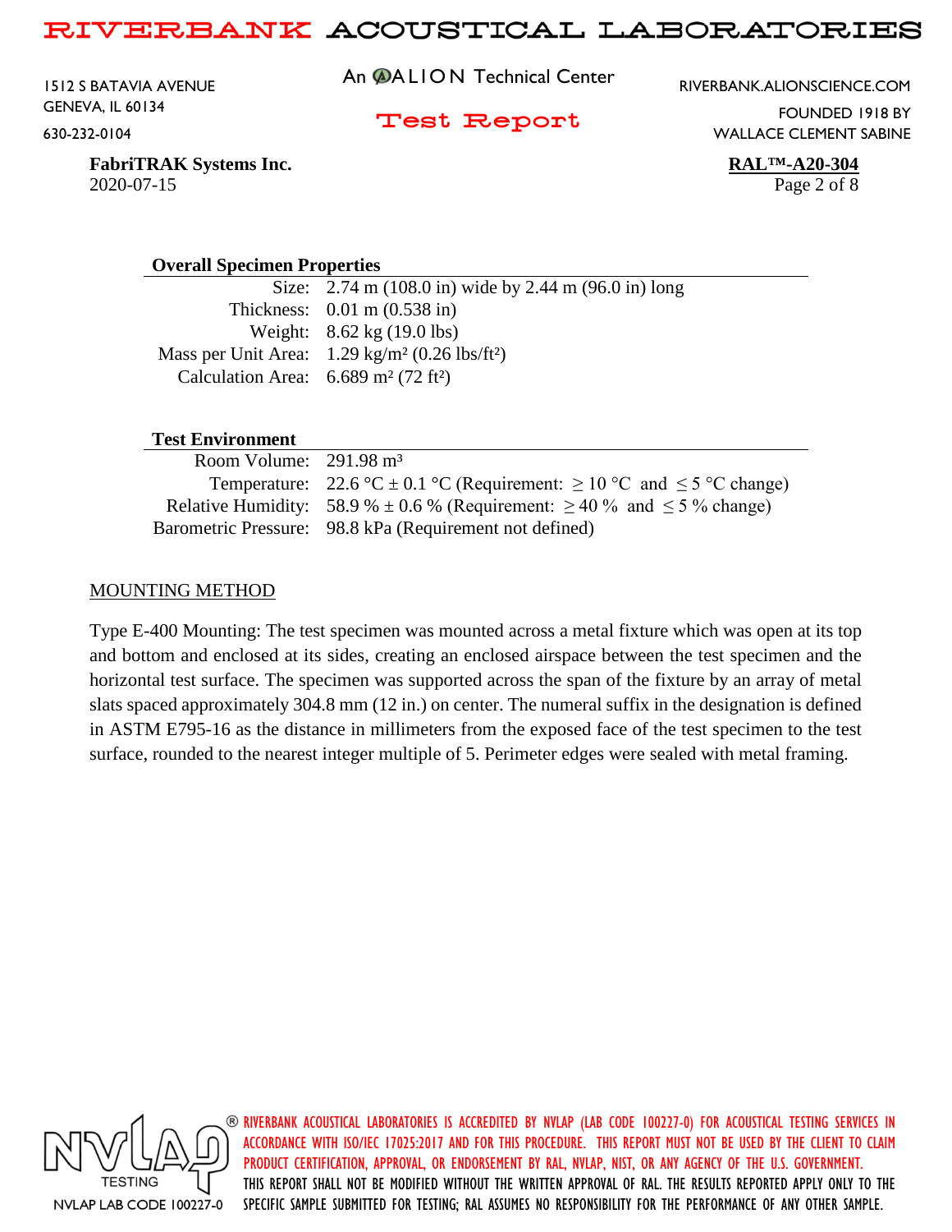### Overall Specimen Properties

| | |
|---|---|
| Size: | 2.74 m (108.0 in) wide by 2.44 m (96.0 in) long |
| Thickness: | 0.01 m (0.538 in) |
| Weight: | 8.62 kg (19.0 lbs) |
| Mass per Unit Area: | 1.29 kg/m² (0.26 lbs/ft²) |
| Calculation Area: | 6.689 m² (72 ft²) |

### Test Environment

| | |
|---|---|
| Room Volume: | 291.98 m³ |
| Temperature: | 22.6 °C ± 0.1 °C (Requirement: ≥ 10 °C and ≤ 5 °C change) |
| Relative Humidity: | 58.9 % ± 0.6 % (Requirement: ≥ 40 % and ≤ 5 % change) |
| Barometric Pressure: | 98.8 kPa (Requirement not defined) |

## MOUNTING METHOD

Type E-400 Mounting: The test specimen was mounted across a metal fixture which was open at its top and bottom and enclosed at its sides, creating an enclosed airspace between the test specimen and the horizontal test surface. The specimen was supported across the span of the fixture by an array of metal slats spaced approximately 304.8 mm (12 in.) on center. The numeral suffix in the designation is defined in ASTM E795-16 as the distance in millimeters from the exposed face of the test specimen to the test surface, rounded to the nearest integer multiple of 5. Perimeter edges were sealed with metal framing.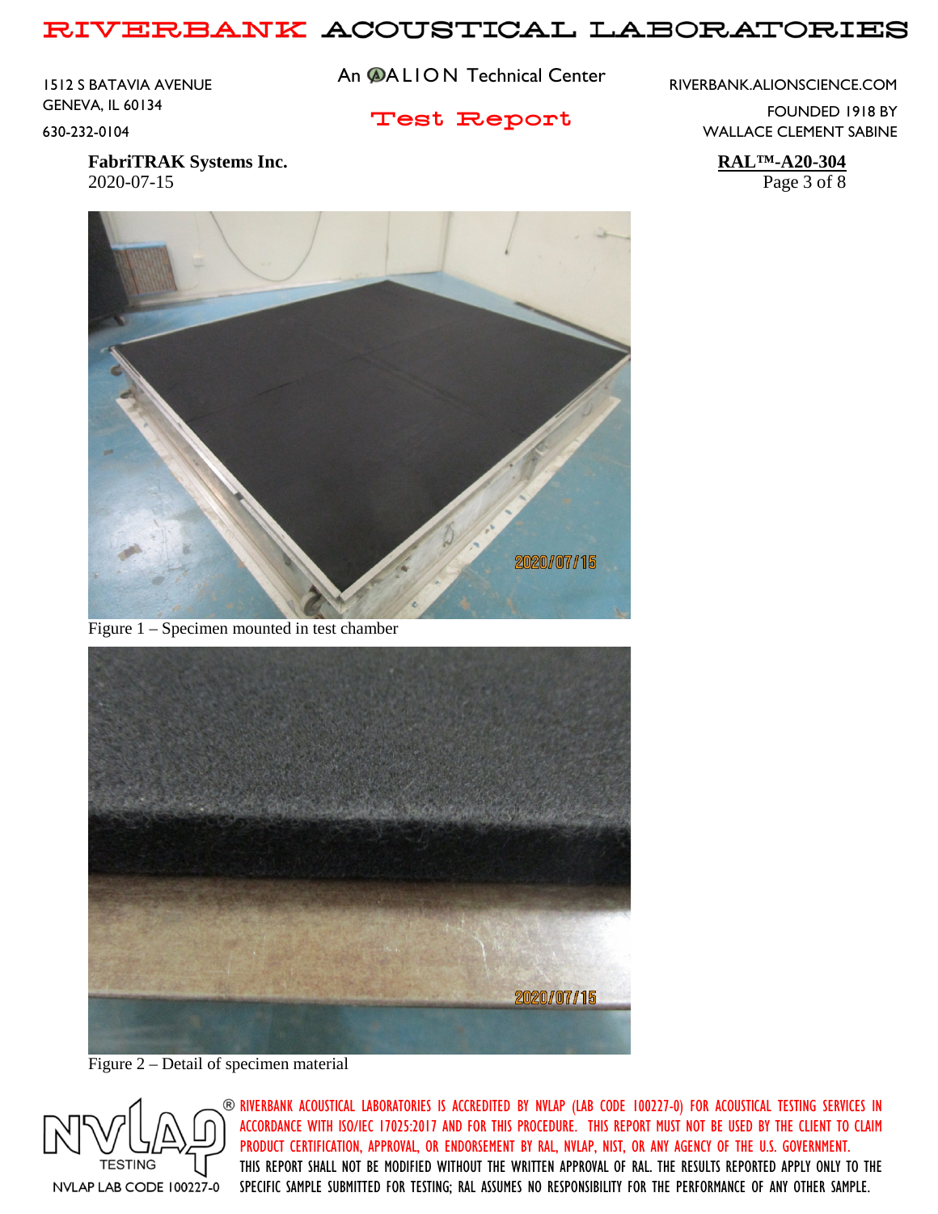Figure 1 – Specimen mounted in test chamber

Figure 2 – Detail of specimen material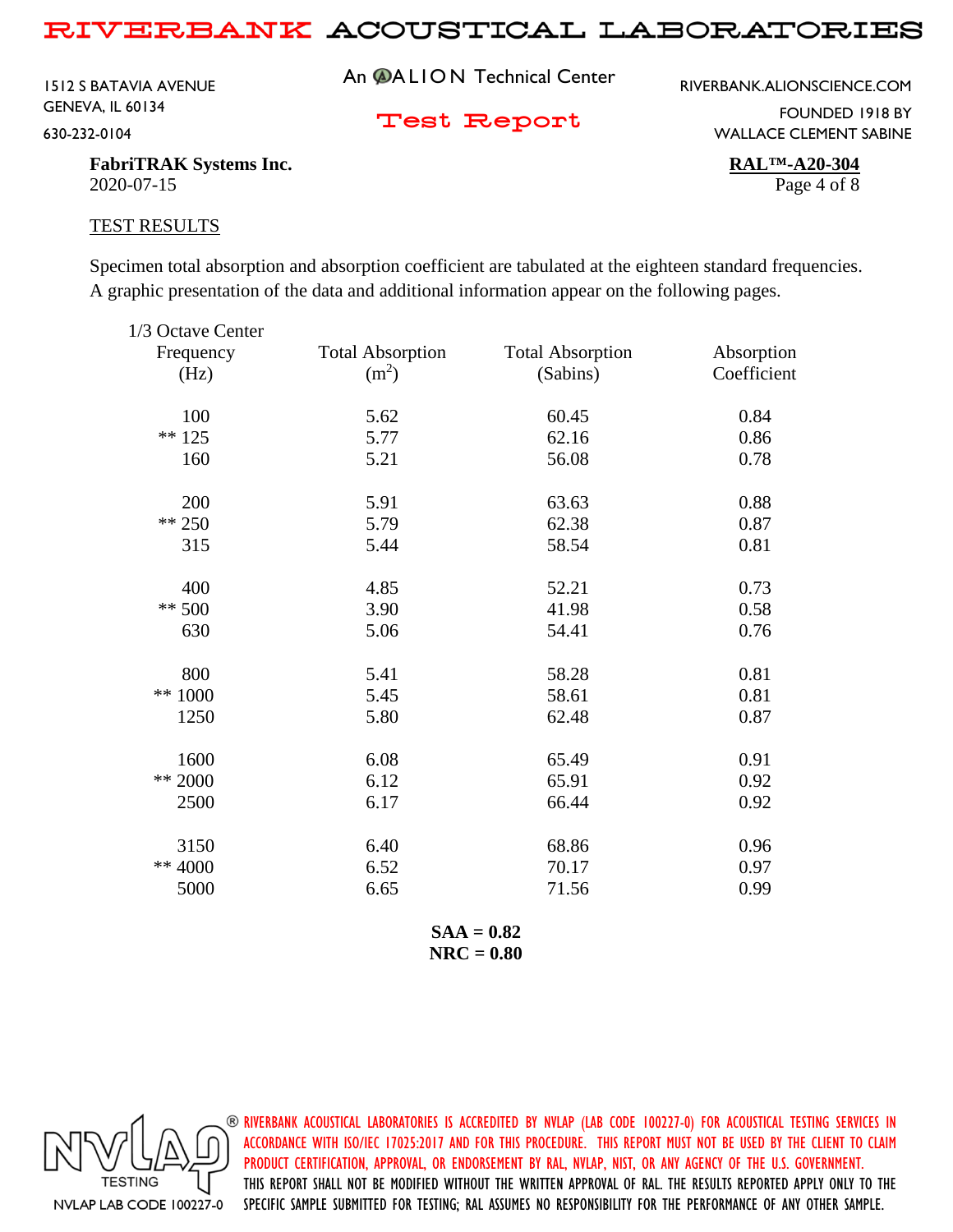**FabriTRAK Systems Inc.**
2020-07-15

**RAL™-A20-304**

## TEST RESULTS

Specimen total absorption and absorption coefficient are tabulated at the eighteen standard frequencies. A graphic presentation of the data and additional information appear on the following pages.

| 1/3 Octave Center Frequency (Hz) | Total Absorption ($m^2$) | Total Absorption (Sabins) | Absorption Coefficient |
|---|---|---|---|
| 100 | 5.62 | 60.45 | 0.84 |
| ** 125 | 5.77 | 62.16 | 0.86 |
| 160 | 5.21 | 56.08 | 0.78 |
| 200 | 5.91 | 63.63 | 0.88 |
| ** 250 | 5.79 | 62.38 | 0.87 |
| 315 | 5.44 | 58.54 | 0.81 |
| 400 | 4.85 | 52.21 | 0.73 |
| ** 500 | 3.90 | 41.98 | 0.58 |
| 630 | 5.06 | 54.41 | 0.76 |
| 800 | 5.41 | 58.28 | 0.81 |
| ** 1000 | 5.45 | 58.61 | 0.81 |
| 1250 | 5.80 | 62.48 | 0.87 |
| 1600 | 6.08 | 65.49 | 0.91 |
| ** 2000 | 6.12 | 65.91 | 0.92 |
| 2500 | 6.17 | 66.44 | 0.92 |
| 3150 | 6.40 | 68.86 | 0.96 |
| ** 4000 | 6.52 | 70.17 | 0.97 |
| 5000 | 6.65 | 71.56 | 0.99 |

**SAA = 0.82**
**NRC = 0.80**

RIVERBANK ACOUSTICAL LABORATORIES IS ACCREDITED BY NVLAP (LAB CODE 100227-0) FOR ACOUSTICAL TESTING SERVICES IN ACCORDANCE WITH ISO/IEC 17025:2017 AND FOR THIS PROCEDURE. THIS REPORT MUST NOT BE USED BY THE CLIENT TO CLAIM PRODUCT CERTIFICATION, APPROVAL, OR ENDORSEMENT BY RAL, NVLAP, NIST, OR ANY AGENCY OF THE U.S. GOVERNMENT. THIS REPORT SHALL NOT BE MODIFIED WITHOUT THE WRITTEN APPROVAL OF RAL. THE RESULTS REPORTED APPLY ONLY TO THE SPECIFIC SAMPLE SUBMITTED FOR TESTING; RAL ASSUMES NO RESPONSIBILITY FOR THE PERFORMANCE OF ANY OTHER SAMPLE.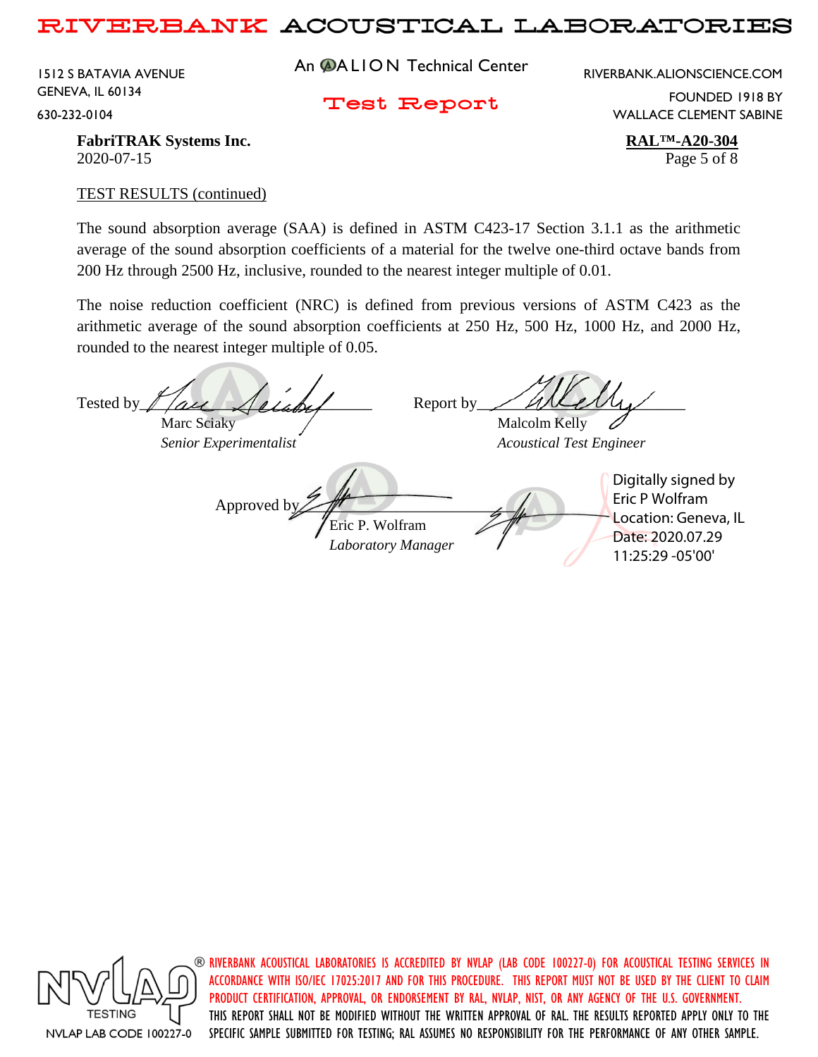**FabriTRAK Systems Inc.**
2020-07-15

**RAL™-A20-304**

TEST RESULTS (continued)

The sound absorption average (SAA) is defined in ASTM C423-17 Section 3.1.1 as the arithmetic average of the sound absorption coefficients of a material for the twelve one-third octave bands from 200 Hz through 2500 Hz, inclusive, rounded to the nearest integer multiple of 0.01.

The noise reduction coefficient (NRC) is defined from previous versions of ASTM C423 as the arithmetic average of the sound absorption coefficients at 250 Hz, 500 Hz, 1000 Hz, and 2000 Hz, rounded to the nearest integer multiple of 0.05.

Tested by ____________________
Marc Sciaky
*Senior Experimentalist*

Report by ____________________
Malcolm Kelly
*Acoustical Test Engineer*

Approved by ____________________
Eric P. Wolfram
*Laboratory Manager*

Digitally signed by Eric P Wolfram
Location: Geneva, IL
Date: 2020.07.29 11:25:29 -05'00'

RIVERBANK ACOUSTICAL LABORATORIES IS ACCREDITED BY NVLAP (LAB CODE 100227-0) FOR ACOUSTICAL TESTING SERVICES IN ACCORDANCE WITH ISO/IEC 17025:2017 AND FOR THIS PROCEDURE. THIS REPORT MUST NOT BE USED BY THE CLIENT TO CLAIM PRODUCT CERTIFICATION, APPROVAL, OR ENDORSEMENT BY RAL, NVLAP, NIST, OR ANY AGENCY OF THE U.S. GOVERNMENT. THIS REPORT SHALL NOT BE MODIFIED WITHOUT THE WRITTEN APPROVAL OF RAL. THE RESULTS REPORTED APPLY ONLY TO THE SPECIFIC SAMPLE SUBMITTED FOR TESTING; RAL ASSUMES NO RESPONSIBILITY FOR THE PERFORMANCE OF ANY OTHER SAMPLE.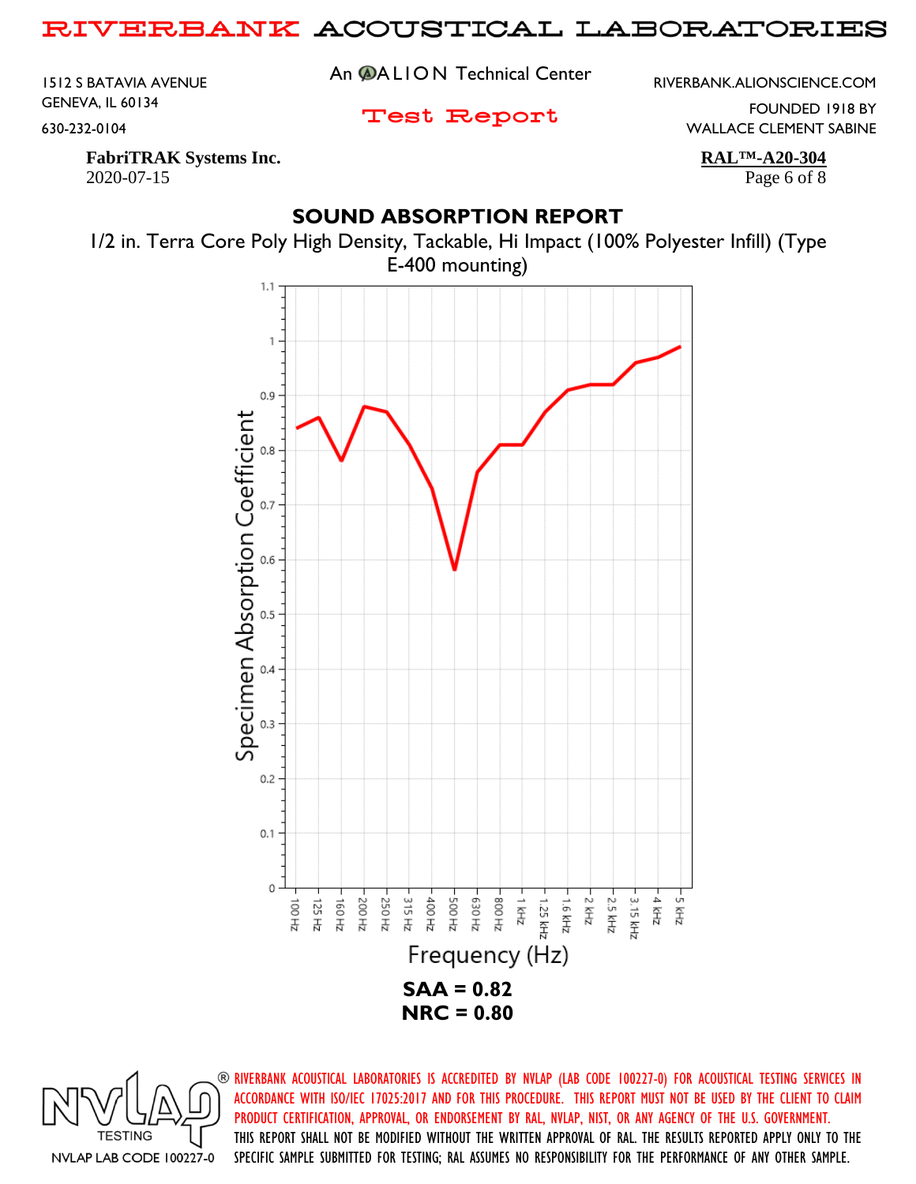**FabriTRAK Systems Inc.**
2020-07-15

**RAL™-A20-304**

## SOUND ABSORPTION REPORT

1/2 in. Terra Core Poly High Density, Tackable, Hi Impact (100% Polyester Infill) (Type E-400 mounting)

**SAA = 0.82**
**NRC = 0.80**

RIVERBANK ACOUSTICAL LABORATORIES IS ACCREDITED BY NVLAP (LAB CODE 100227-0) FOR ACOUSTICAL TESTING SERVICES IN ACCORDANCE WITH ISO/IEC 17025:2017 AND FOR THIS PROCEDURE. THIS REPORT MUST NOT BE USED BY THE CLIENT TO CLAIM PRODUCT CERTIFICATION, APPROVAL, OR ENDORSEMENT BY RAL, NVLAP, NIST, OR ANY AGENCY OF THE U.S. GOVERNMENT. THIS REPORT SHALL NOT BE MODIFIED WITHOUT THE WRITTEN APPROVAL OF RAL. THE RESULTS REPORTED APPLY ONLY TO THE SPECIFIC SAMPLE SUBMITTED FOR TESTING; RAL ASSUMES NO RESPONSIBILITY FOR THE PERFORMANCE OF ANY OTHER SAMPLE.

NVLAP LAB CODE 100227-0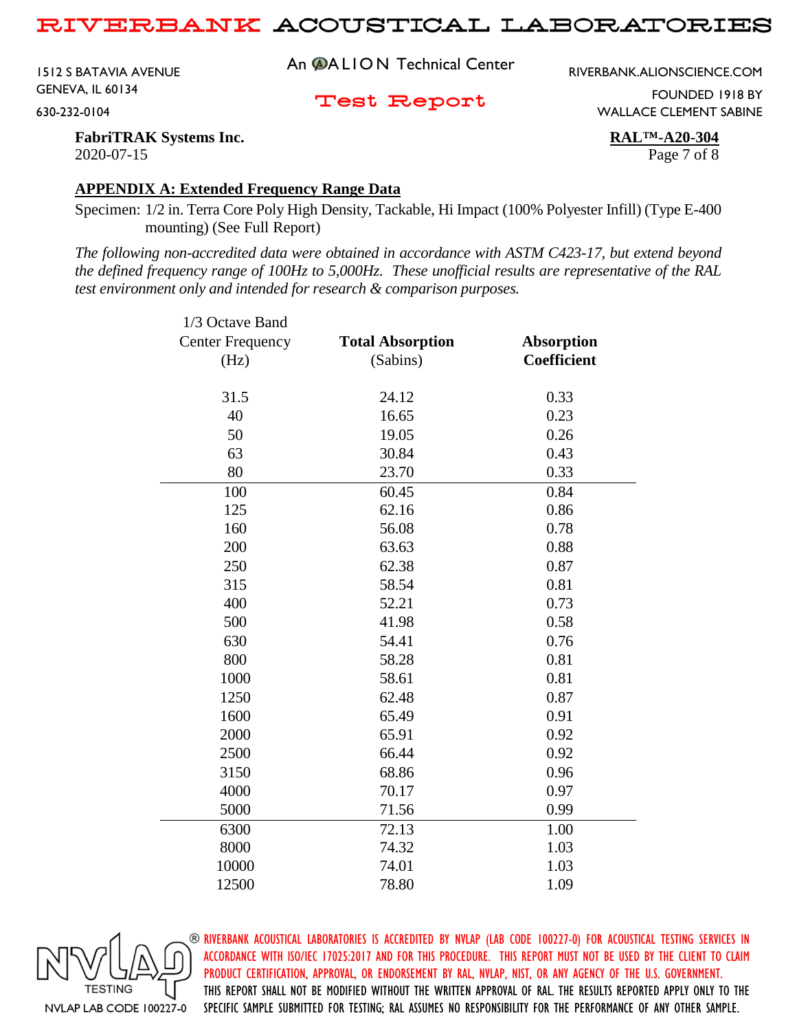**FabriTRAK Systems Inc.**
2020-07-15

**RAL™-A20-304**

## APPENDIX A: Extended Frequency Range Data

Specimen: 1/2 in. Terra Core Poly High Density, Tackable, Hi Impact (100% Polyester Infill) (Type E-400 mounting) (See Full Report)

*The following non-accredited data were obtained in accordance with ASTM C423-17, but extend beyond the defined frequency range of 100Hz to 5,000Hz. These unofficial results are representative of the RAL test environment only and intended for research & comparison purposes.*

| 1/3 Octave Band Center Frequency (Hz) | **Total Absorption** (Sabins) | **Absorption Coefficient** |
|---|---|---|
| 31.5 | 24.12 | 0.33 |
| 40 | 16.65 | 0.23 |
| 50 | 19.05 | 0.26 |
| 63 | 30.84 | 0.43 |
| 80 | 23.70 | 0.33 |
| 100 | 60.45 | 0.84 |
| 125 | 62.16 | 0.86 |
| 160 | 56.08 | 0.78 |
| 200 | 63.63 | 0.88 |
| 250 | 62.38 | 0.87 |
| 315 | 58.54 | 0.81 |
| 400 | 52.21 | 0.73 |
| 500 | 41.98 | 0.58 |
| 630 | 54.41 | 0.76 |
| 800 | 58.28 | 0.81 |
| 1000 | 58.61 | 0.81 |
| 1250 | 62.48 | 0.87 |
| 1600 | 65.49 | 0.91 |
| 2000 | 65.91 | 0.92 |
| 2500 | 66.44 | 0.92 |
| 3150 | 68.86 | 0.96 |
| 4000 | 70.17 | 0.97 |
| 5000 | 71.56 | 0.99 |
| 6300 | 72.13 | 1.00 |
| 8000 | 74.32 | 1.03 |
| 10000 | 74.01 | 1.03 |
| 12500 | 78.80 | 1.09 |

NVLAP TESTING — NVLAP LAB CODE 100227-0

RIVERBANK ACOUSTICAL LABORATORIES IS ACCREDITED BY NVLAP (LAB CODE 100227-0) FOR ACOUSTICAL TESTING SERVICES IN ACCORDANCE WITH ISO/IEC 17025:2017 AND FOR THIS PROCEDURE. THIS REPORT MUST NOT BE USED BY THE CLIENT TO CLAIM PRODUCT CERTIFICATION, APPROVAL, OR ENDORSEMENT BY RAL, NVLAP, NIST, OR ANY AGENCY OF THE U.S. GOVERNMENT. THIS REPORT SHALL NOT BE MODIFIED WITHOUT THE WRITTEN APPROVAL OF RAL. THE RESULTS REPORTED APPLY ONLY TO THE SPECIFIC SAMPLE SUBMITTED FOR TESTING; RAL ASSUMES NO RESPONSIBILITY FOR THE PERFORMANCE OF ANY OTHER SAMPLE.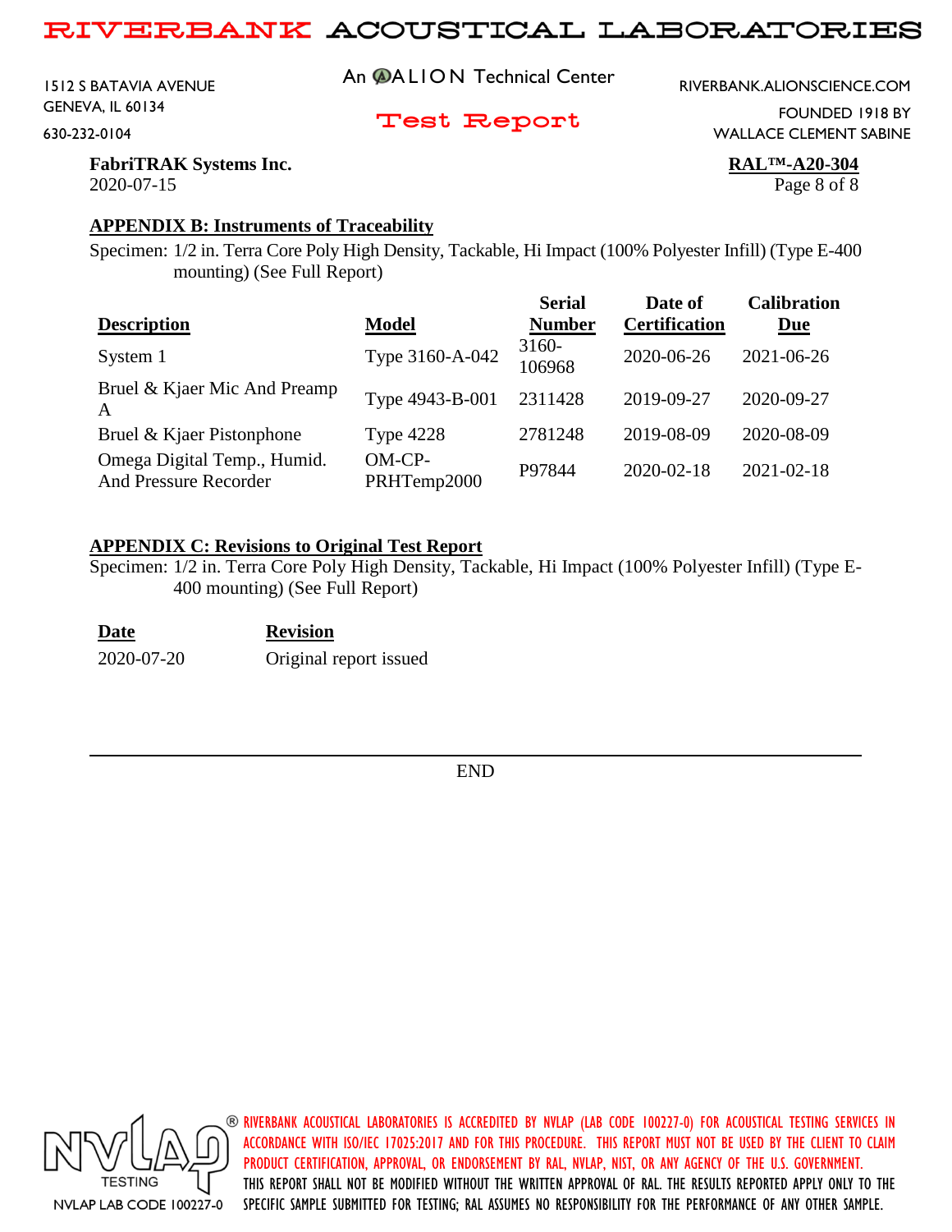**APPENDIX B: Instruments of Traceability**

Specimen: 1/2 in. Terra Core Poly High Density, Tackable, Hi Impact (100% Polyester Infill) (Type E-400 mounting) (See Full Report)

| Description | Model | Serial Number | Date of Certification | Calibration Due |
|---|---|---|---|---|
| System 1 | Type 3160-A-042 | 3160-106968 | 2020-06-26 | 2021-06-26 |
| Bruel & Kjaer Mic And Preamp A | Type 4943-B-001 | 2311428 | 2019-09-27 | 2020-09-27 |
| Bruel & Kjaer Pistonphone | Type 4228 | 2781248 | 2019-08-09 | 2020-08-09 |
| Omega Digital Temp., Humid. And Pressure Recorder | OM-CP-PRHTemp2000 | P97844 | 2020-02-18 | 2021-02-18 |

**APPENDIX C: Revisions to Original Test Report**

Specimen: 1/2 in. Terra Core Poly High Density, Tackable, Hi Impact (100% Polyester Infill) (Type E-400 mounting) (See Full Report)

| Date | Revision |
|---|---|
| 2020-07-20 | Original report issued |

---

END

RIVERBANK ACOUSTICAL LABORATORIES IS ACCREDITED BY NVLAP (LAB CODE 100227-0) FOR ACOUSTICAL TESTING SERVICES IN ACCORDANCE WITH ISO/IEC 17025:2017 AND FOR THIS PROCEDURE. THIS REPORT MUST NOT BE USED BY THE CLIENT TO CLAIM PRODUCT CERTIFICATION, APPROVAL, OR ENDORSEMENT BY RAL, NVLAP, NIST, OR ANY AGENCY OF THE U.S. GOVERNMENT. THIS REPORT SHALL NOT BE MODIFIED WITHOUT THE WRITTEN APPROVAL OF RAL. THE RESULTS REPORTED APPLY ONLY TO THE SPECIFIC SAMPLE SUBMITTED FOR TESTING; RAL ASSUMES NO RESPONSIBILITY FOR THE PERFORMANCE OF ANY OTHER SAMPLE.